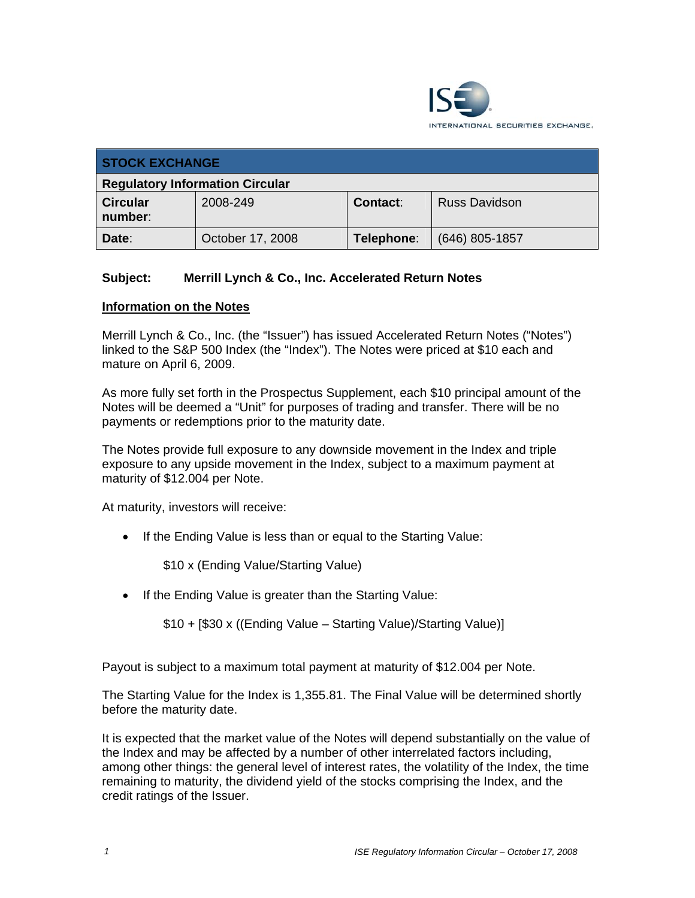ISE INTERNATIONAL SECURITIES EXCHANGE.

| STOCK EXCHANGE | | | |
|---|---|---|---|
| **Regulatory Information Circular** | | | |
| **Circular number**: | 2008-249 | **Contact**: | Russ Davidson |
| **Date**: | October 17, 2008 | **Telephone**: | (646) 805-1857 |

**Subject: Merrill Lynch & Co., Inc. Accelerated Return Notes**

**Information on the Notes**

Merrill Lynch & Co., Inc. (the "Issuer") has issued Accelerated Return Notes ("Notes") linked to the S&P 500 Index (the "Index"). The Notes were priced at $10 each and mature on April 6, 2009.

As more fully set forth in the Prospectus Supplement, each $10 principal amount of the Notes will be deemed a "Unit" for purposes of trading and transfer. There will be no payments or redemptions prior to the maturity date.

The Notes provide full exposure to any downside movement in the Index and triple exposure to any upside movement in the Index, subject to a maximum payment at maturity of $12.004 per Note.

At maturity, investors will receive:

- If the Ending Value is less than or equal to the Starting Value:

  $10 x (Ending Value/Starting Value)

- If the Ending Value is greater than the Starting Value:

  $10 + [$30 x ((Ending Value – Starting Value)/Starting Value)]

Payout is subject to a maximum total payment at maturity of $12.004 per Note.

The Starting Value for the Index is 1,355.81. The Final Value will be determined shortly before the maturity date.

It is expected that the market value of the Notes will depend substantially on the value of the Index and may be affected by a number of other interrelated factors including, among other things: the general level of interest rates, the volatility of the Index, the time remaining to maturity, the dividend yield of the stocks comprising the Index, and the credit ratings of the Issuer.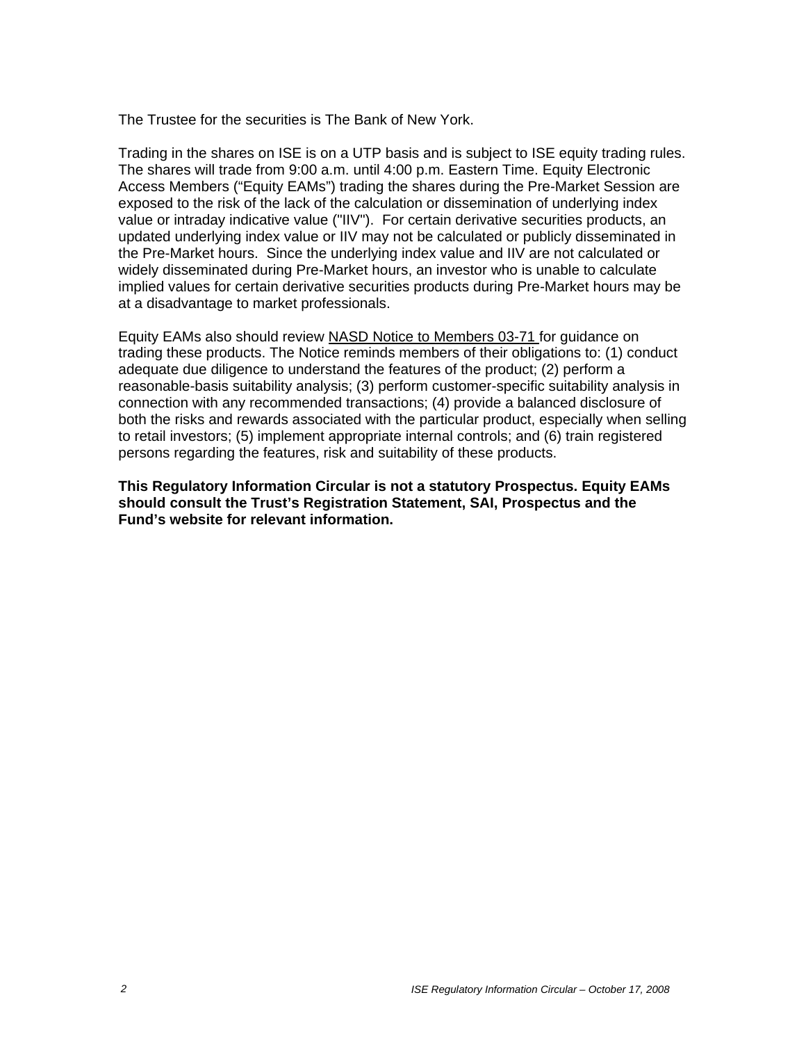The Trustee for the securities is The Bank of New York.

Trading in the shares on ISE is on a UTP basis and is subject to ISE equity trading rules. The shares will trade from 9:00 a.m. until 4:00 p.m. Eastern Time. Equity Electronic Access Members ("Equity EAMs") trading the shares during the Pre-Market Session are exposed to the risk of the lack of the calculation or dissemination of underlying index value or intraday indicative value ("IIV"). For certain derivative securities products, an updated underlying index value or IIV may not be calculated or publicly disseminated in the Pre-Market hours. Since the underlying index value and IIV are not calculated or widely disseminated during Pre-Market hours, an investor who is unable to calculate implied values for certain derivative securities products during Pre-Market hours may be at a disadvantage to market professionals.

Equity EAMs also should review NASD Notice to Members 03-71 for guidance on trading these products. The Notice reminds members of their obligations to: (1) conduct adequate due diligence to understand the features of the product; (2) perform a reasonable-basis suitability analysis; (3) perform customer-specific suitability analysis in connection with any recommended transactions; (4) provide a balanced disclosure of both the risks and rewards associated with the particular product, especially when selling to retail investors; (5) implement appropriate internal controls; and (6) train registered persons regarding the features, risk and suitability of these products.

**This Regulatory Information Circular is not a statutory Prospectus. Equity EAMs should consult the Trust's Registration Statement, SAI, Prospectus and the Fund's website for relevant information.**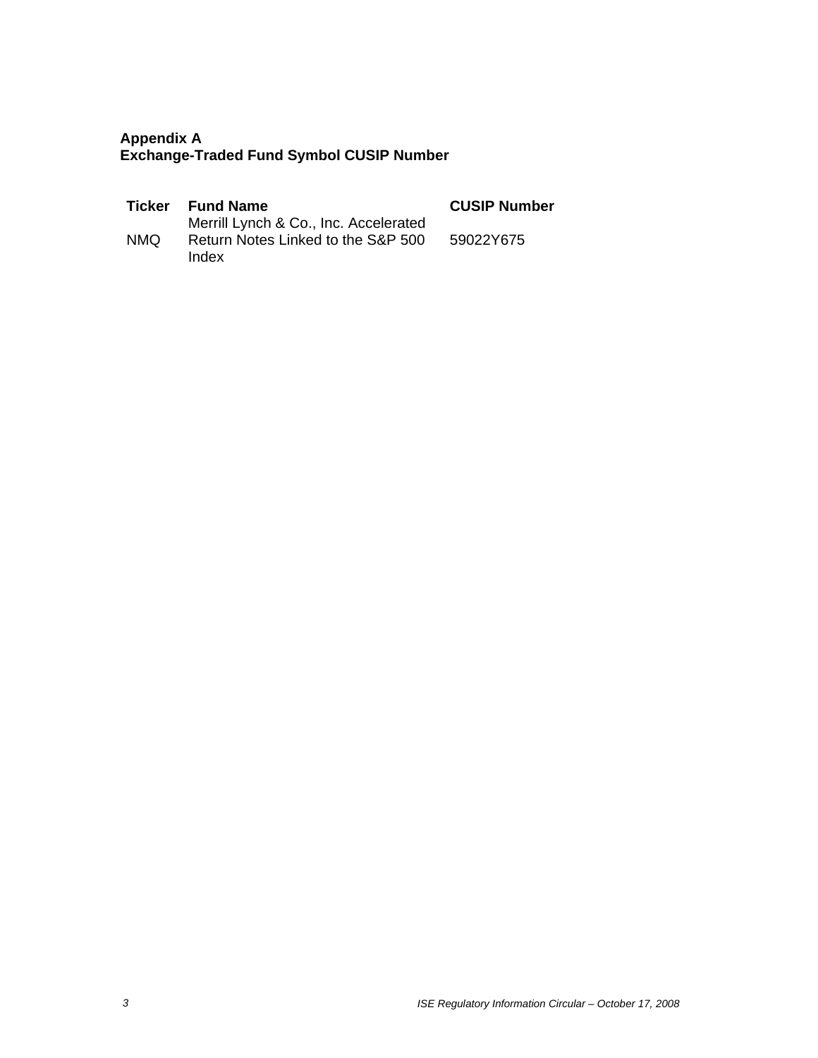**Appendix A**
**Exchange-Traded Fund Symbol CUSIP Number**

| Ticker | Fund Name | CUSIP Number |
| --- | --- | --- |
| NMQ | Merrill Lynch & Co., Inc. Accelerated Return Notes Linked to the S&P 500 Index | 59022Y675 |